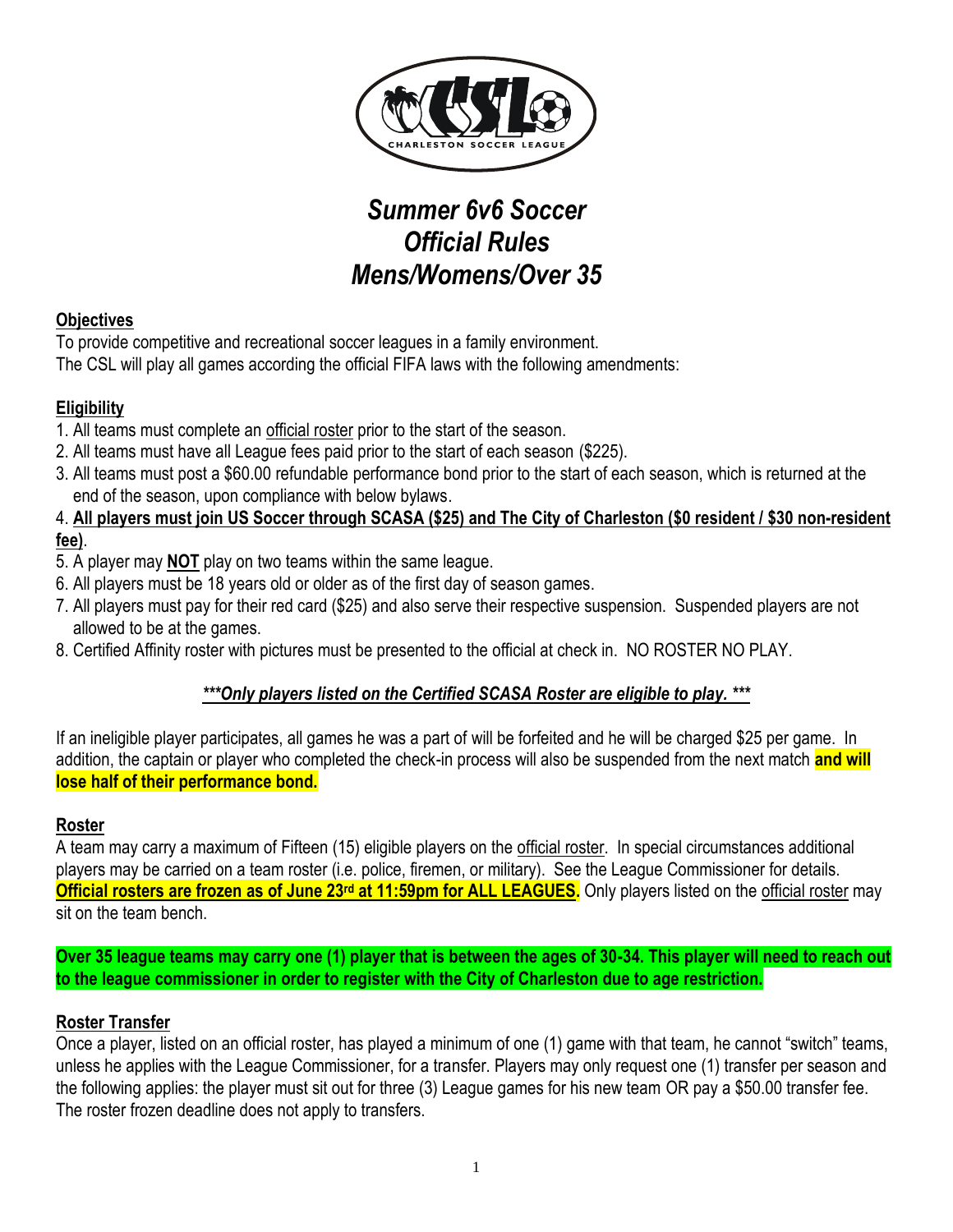# Summer 6v6 Soccer
# Official Rules
# Mens/Womens/Over 35

## Objectives

To provide competitive and recreational soccer leagues in a family environment.
The CSL will play all games according the official FIFA laws with the following amendments:

## Eligibility

1. All teams must complete an official roster prior to the start of the season.
2. All teams must have all League fees paid prior to the start of each season ($225).
3. All teams must post a $60.00 refundable performance bond prior to the start of each season, which is returned at the end of the season, upon compliance with below bylaws.
4. **All players must join US Soccer through SCASA ($25) and The City of Charleston ($0 resident / $30 non-resident fee)**.
5. A player may **NOT** play on two teams within the same league.
6. All players must be 18 years old or older as of the first day of season games.
7. All players must pay for their red card ($25) and also serve their respective suspension. Suspended players are not allowed to be at the games.
8. Certified Affinity roster with pictures must be presented to the official at check in. NO ROSTER NO PLAY.

***\*\*\*Only players listed on the Certified SCASA Roster are eligible to play. \*\*\****

If an ineligible player participates, all games he was a part of will be forfeited and he will be charged $25 per game. In addition, the captain or player who completed the check-in process will also be suspended from the next match **and will lose half of their performance bond.**

## Roster

A team may carry a maximum of Fifteen (15) eligible players on the official roster. In special circumstances additional players may be carried on a team roster (i.e. police, firemen, or military). See the League Commissioner for details. **Official rosters are frozen as of June 23rd at 11:59pm for ALL LEAGUES.** Only players listed on the official roster may sit on the team bench.

**Over 35 league teams may carry one (1) player that is between the ages of 30-34. This player will need to reach out to the league commissioner in order to register with the City of Charleston due to age restriction.**

## Roster Transfer

Once a player, listed on an official roster, has played a minimum of one (1) game with that team, he cannot "switch" teams, unless he applies with the League Commissioner, for a transfer. Players may only request one (1) transfer per season and the following applies: the player must sit out for three (3) League games for his new team OR pay a $50.00 transfer fee. The roster frozen deadline does not apply to transfers.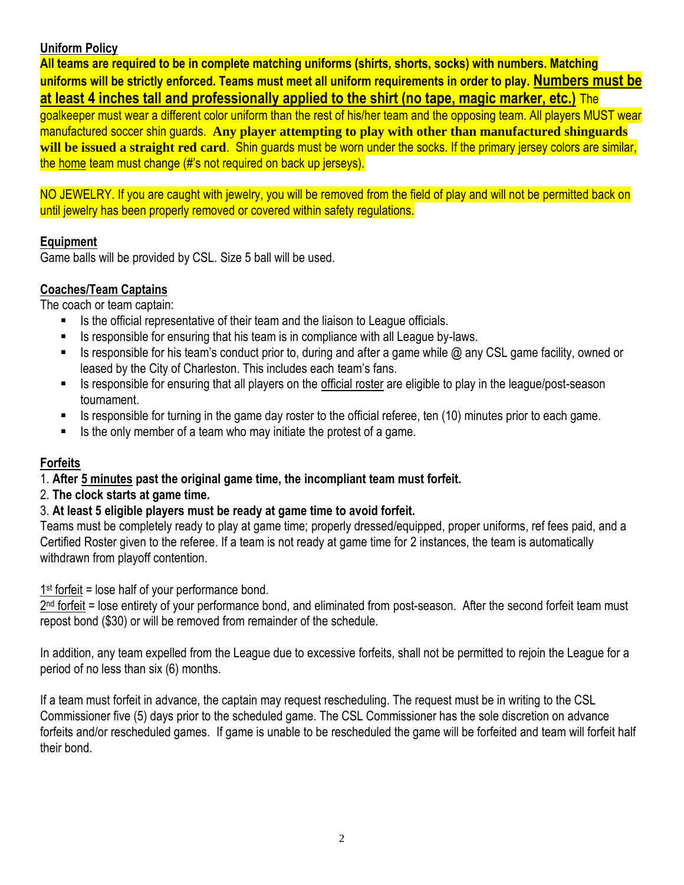### Uniform Policy

**All teams are required to be in complete matching uniforms (shirts, shorts, socks) with numbers. Matching uniforms will be strictly enforced. Teams must meet all uniform requirements in order to play. Numbers must be at least 4 inches tall and professionally applied to the shirt (no tape, magic marker, etc.)** The goalkeeper must wear a different color uniform than the rest of his/her team and the opposing team. All players MUST wear manufactured soccer shin guards. **Any player attempting to play with other than manufactured shinguards will be issued a straight red card**. Shin guards must be worn under the socks. If the primary jersey colors are similar, the home team must change (#'s not required on back up jerseys).

NO JEWELRY. If you are caught with jewelry, you will be removed from the field of play and will not be permitted back on until jewelry has been properly removed or covered within safety regulations.

### Equipment

Game balls will be provided by CSL. Size 5 ball will be used.

### Coaches/Team Captains

The coach or team captain:

- Is the official representative of their team and the liaison to League officials.
- Is responsible for ensuring that his team is in compliance with all League by-laws.
- Is responsible for his team's conduct prior to, during and after a game while @ any CSL game facility, owned or leased by the City of Charleston. This includes each team's fans.
- Is responsible for ensuring that all players on the official roster are eligible to play in the league/post-season tournament.
- Is responsible for turning in the game day roster to the official referee, ten (10) minutes prior to each game.
- Is the only member of a team who may initiate the protest of a game.

### Forfeits

1. **After 5 minutes past the original game time, the incompliant team must forfeit.**
2. **The clock starts at game time.**
3. **At least 5 eligible players must be ready at game time to avoid forfeit.**

Teams must be completely ready to play at game time; properly dressed/equipped, proper uniforms, ref fees paid, and a Certified Roster given to the referee. If a team is not ready at game time for 2 instances, the team is automatically withdrawn from playoff contention.

1st forfeit = lose half of your performance bond.
2nd forfeit = lose entirety of your performance bond, and eliminated from post-season. After the second forfeit team must repost bond ($30) or will be removed from remainder of the schedule.

In addition, any team expelled from the League due to excessive forfeits, shall not be permitted to rejoin the League for a period of no less than six (6) months.

If a team must forfeit in advance, the captain may request rescheduling. The request must be in writing to the CSL Commissioner five (5) days prior to the scheduled game. The CSL Commissioner has the sole discretion on advance forfeits and/or rescheduled games. If game is unable to be rescheduled the game will be forfeited and team will forfeit half their bond.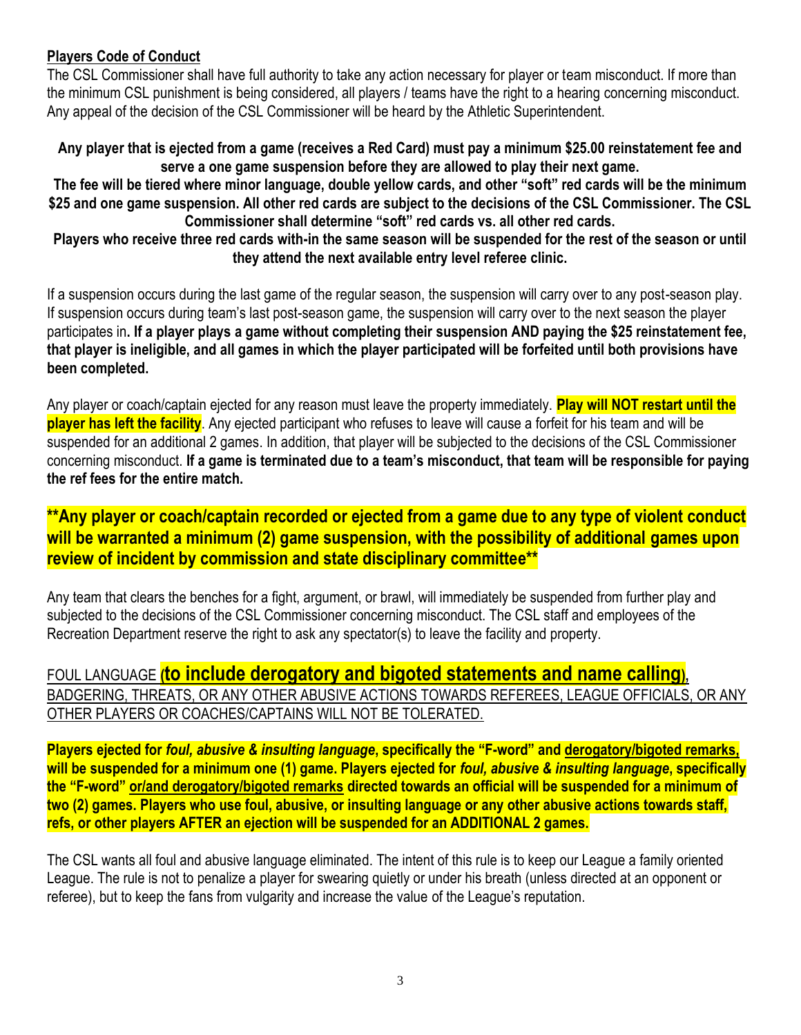**Players Code of Conduct**

The CSL Commissioner shall have full authority to take any action necessary for player or team misconduct. If more than the minimum CSL punishment is being considered, all players / teams have the right to a hearing concerning misconduct. Any appeal of the decision of the CSL Commissioner will be heard by the Athletic Superintendent.

**Any player that is ejected from a game (receives a Red Card) must pay a minimum $25.00 reinstatement fee and serve a one game suspension before they are allowed to play their next game.**

**The fee will be tiered where minor language, double yellow cards, and other "soft" red cards will be the minimum $25 and one game suspension. All other red cards are subject to the decisions of the CSL Commissioner. The CSL Commissioner shall determine "soft" red cards vs. all other red cards.**

**Players who receive three red cards with-in the same season will be suspended for the rest of the season or until they attend the next available entry level referee clinic.**

If a suspension occurs during the last game of the regular season, the suspension will carry over to any post-season play. If suspension occurs during team's last post-season game, the suspension will carry over to the next season the player participates in**. If a player plays a game without completing their suspension AND paying the $25 reinstatement fee, that player is ineligible, and all games in which the player participated will be forfeited until both provisions have been completed.**

Any player or coach/captain ejected for any reason must leave the property immediately. **Play will NOT restart until the player has left the facility**. Any ejected participant who refuses to leave will cause a forfeit for his team and will be suspended for an additional 2 games. In addition, that player will be subjected to the decisions of the CSL Commissioner concerning misconduct. **If a game is terminated due to a team's misconduct, that team will be responsible for paying the ref fees for the entire match.**

**\*\*Any player or coach/captain recorded or ejected from a game due to any type of violent conduct will be warranted a minimum (2) game suspension, with the possibility of additional games upon review of incident by commission and state disciplinary committee\*\***

Any team that clears the benches for a fight, argument, or brawl, will immediately be suspended from further play and subjected to the decisions of the CSL Commissioner concerning misconduct. The CSL staff and employees of the Recreation Department reserve the right to ask any spectator(s) to leave the facility and property.

<u>FOUL LANGUAGE **(to include derogatory and bigoted statements and name calling)**, BADGERING, THREATS, OR ANY OTHER ABUSIVE ACTIONS TOWARDS REFEREES, LEAGUE OFFICIALS, OR ANY OTHER PLAYERS OR COACHES/CAPTAINS WILL NOT BE TOLERATED.</u>

**Players ejected for *foul, abusive & insulting language*, specifically the "F-word" and <u>derogatory/bigoted remarks,</u> will be suspended for a minimum one (1) game. Players ejected for *foul, abusive & insulting language*, specifically the "F-word" <u>or/and derogatory/bigoted remarks</u> directed towards an official will be suspended for a minimum of two (2) games. Players who use foul, abusive, or insulting language or any other abusive actions towards staff, refs, or other players AFTER an ejection will be suspended for an ADDITIONAL 2 games.**

The CSL wants all foul and abusive language eliminated. The intent of this rule is to keep our League a family oriented League. The rule is not to penalize a player for swearing quietly or under his breath (unless directed at an opponent or referee), but to keep the fans from vulgarity and increase the value of the League's reputation.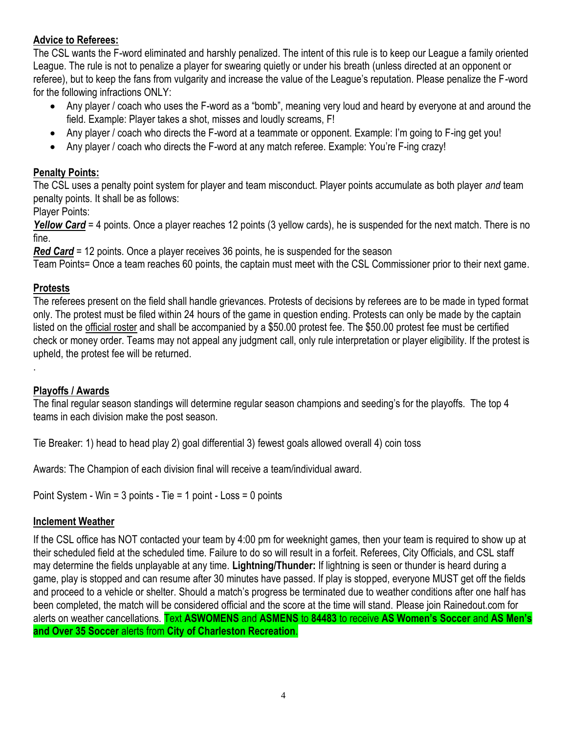## Advice to Referees:

The CSL wants the F-word eliminated and harshly penalized. The intent of this rule is to keep our League a family oriented League. The rule is not to penalize a player for swearing quietly or under his breath (unless directed at an opponent or referee), but to keep the fans from vulgarity and increase the value of the League's reputation. Please penalize the F-word for the following infractions ONLY:

- Any player / coach who uses the F-word as a "bomb", meaning very loud and heard by everyone at and around the field. Example: Player takes a shot, misses and loudly screams, F!
- Any player / coach who directs the F-word at a teammate or opponent. Example: I'm going to F-ing get you!
- Any player / coach who directs the F-word at any match referee. Example: You're F-ing crazy!

## Penalty Points:

The CSL uses a penalty point system for player and team misconduct. Player points accumulate as both player *and* team penalty points. It shall be as follows:

Player Points:

***Yellow Card*** = 4 points. Once a player reaches 12 points (3 yellow cards), he is suspended for the next match. There is no fine.

***Red Card*** = 12 points. Once a player receives 36 points, he is suspended for the season

Team Points= Once a team reaches 60 points, the captain must meet with the CSL Commissioner prior to their next game.

## Protests

The referees present on the field shall handle grievances. Protests of decisions by referees are to be made in typed format only. The protest must be filed within 24 hours of the game in question ending. Protests can only be made by the captain listed on the official roster and shall be accompanied by a $50.00 protest fee. The $50.00 protest fee must be certified check or money order. Teams may not appeal any judgment call, only rule interpretation or player eligibility. If the protest is upheld, the protest fee will be returned.

.

## Playoffs / Awards

The final regular season standings will determine regular season champions and seeding's for the playoffs. The top 4 teams in each division make the post season.

Tie Breaker: 1) head to head play 2) goal differential 3) fewest goals allowed overall 4) coin toss

Awards: The Champion of each division final will receive a team/individual award.

Point System - Win = 3 points - Tie = 1 point - Loss = 0 points

## Inclement Weather

If the CSL office has NOT contacted your team by 4:00 pm for weeknight games, then your team is required to show up at their scheduled field at the scheduled time. Failure to do so will result in a forfeit. Referees, City Officials, and CSL staff may determine the fields unplayable at any time. **Lightning/Thunder:** If lightning is seen or thunder is heard during a game, play is stopped and can resume after 30 minutes have passed. If play is stopped, everyone MUST get off the fields and proceed to a vehicle or shelter. Should a match's progress be terminated due to weather conditions after one half has been completed, the match will be considered official and the score at the time will stand. Please join Rainedout.com for alerts on weather cancellations. Text **ASWOMENS** and **ASMENS** to **84483** to receive **AS Women's Soccer** and **AS Men's and Over 35 Soccer** alerts from **City of Charleston Recreation**.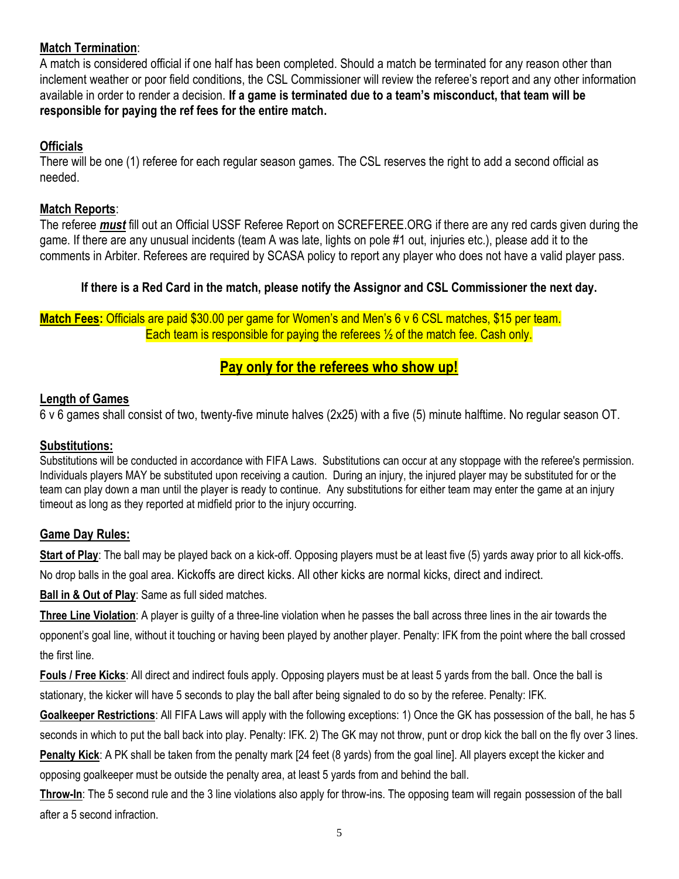**Match Termination**:
A match is considered official if one half has been completed. Should a match be terminated for any reason other than inclement weather or poor field conditions, the CSL Commissioner will review the referee's report and any other information available in order to render a decision. **If a game is terminated due to a team's misconduct, that team will be responsible for paying the ref fees for the entire match.**

**Officials**
There will be one (1) referee for each regular season games. The CSL reserves the right to add a second official as needed.

**Match Reports**:
The referee ***must*** fill out an Official USSF Referee Report on SCREFEREE.ORG if there are any red cards given during the game. If there are any unusual incidents (team A was late, lights on pole #1 out, injuries etc.), please add it to the comments in Arbiter. Referees are required by SCASA policy to report any player who does not have a valid player pass.

**If there is a Red Card in the match, please notify the Assignor and CSL Commissioner the next day.**

**Match Fees:** Officials are paid $30.00 per game for Women's and Men's 6 v 6 CSL matches, $15 per team. Each team is responsible for paying the referees ½ of the match fee. Cash only.

## Pay only for the referees who show up!

**Length of Games**
6 v 6 games shall consist of two, twenty-five minute halves (2x25) with a five (5) minute halftime. No regular season OT.

**Substitutions:**
Substitutions will be conducted in accordance with FIFA Laws. Substitutions can occur at any stoppage with the referee's permission. Individuals players MAY be substituted upon receiving a caution. During an injury, the injured player may be substituted for or the team can play down a man until the player is ready to continue. Any substitutions for either team may enter the game at an injury timeout as long as they reported at midfield prior to the injury occurring.

**Game Day Rules:**

**Start of Play**: The ball may be played back on a kick-off. Opposing players must be at least five (5) yards away prior to all kick-offs. No drop balls in the goal area. Kickoffs are direct kicks. All other kicks are normal kicks, direct and indirect.

**Ball in & Out of Play**: Same as full sided matches.

**Three Line Violation**: A player is guilty of a three-line violation when he passes the ball across three lines in the air towards the opponent's goal line, without it touching or having been played by another player. Penalty: IFK from the point where the ball crossed the first line.

**Fouls / Free Kicks**: All direct and indirect fouls apply. Opposing players must be at least 5 yards from the ball. Once the ball is stationary, the kicker will have 5 seconds to play the ball after being signaled to do so by the referee. Penalty: IFK.

**Goalkeeper Restrictions**: All FIFA Laws will apply with the following exceptions: 1) Once the GK has possession of the ball, he has 5 seconds in which to put the ball back into play. Penalty: IFK. 2) The GK may not throw, punt or drop kick the ball on the fly over 3 lines.

**Penalty Kick**: A PK shall be taken from the penalty mark [24 feet (8 yards) from the goal line]. All players except the kicker and opposing goalkeeper must be outside the penalty area, at least 5 yards from and behind the ball.

**Throw-In**: The 5 second rule and the 3 line violations also apply for throw-ins. The opposing team will regain possession of the ball after a 5 second infraction.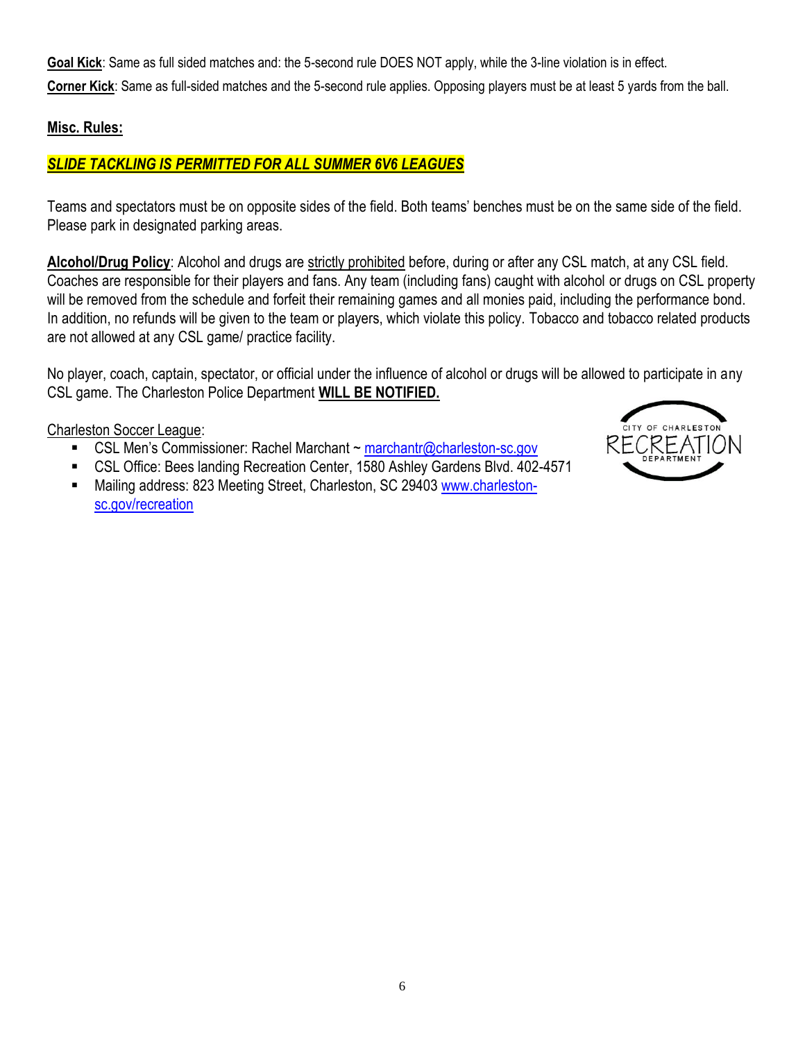**Goal Kick**: Same as full sided matches and: the 5-second rule DOES NOT apply, while the 3-line violation is in effect.

**Corner Kick**: Same as full-sided matches and the 5-second rule applies. Opposing players must be at least 5 yards from the ball.

**Misc. Rules:**

***SLIDE TACKLING IS PERMITTED FOR ALL SUMMER 6V6 LEAGUES***

Teams and spectators must be on opposite sides of the field. Both teams' benches must be on the same side of the field. Please park in designated parking areas.

**Alcohol/Drug Policy**: Alcohol and drugs are strictly prohibited before, during or after any CSL match, at any CSL field. Coaches are responsible for their players and fans. Any team (including fans) caught with alcohol or drugs on CSL property will be removed from the schedule and forfeit their remaining games and all monies paid, including the performance bond. In addition, no refunds will be given to the team or players, which violate this policy. Tobacco and tobacco related products are not allowed at any CSL game/ practice facility.

No player, coach, captain, spectator, or official under the influence of alcohol or drugs will be allowed to participate in any CSL game. The Charleston Police Department **WILL BE NOTIFIED.**

Charleston Soccer League:

- CSL Men's Commissioner: Rachel Marchant ~ marchantr@charleston-sc.gov
- CSL Office: Bees landing Recreation Center, 1580 Ashley Gardens Blvd. 402-4571
- Mailing address: 823 Meeting Street, Charleston, SC 29403 www.charleston-sc.gov/recreation

CITY OF CHARLESTON RECREATION DEPARTMENT